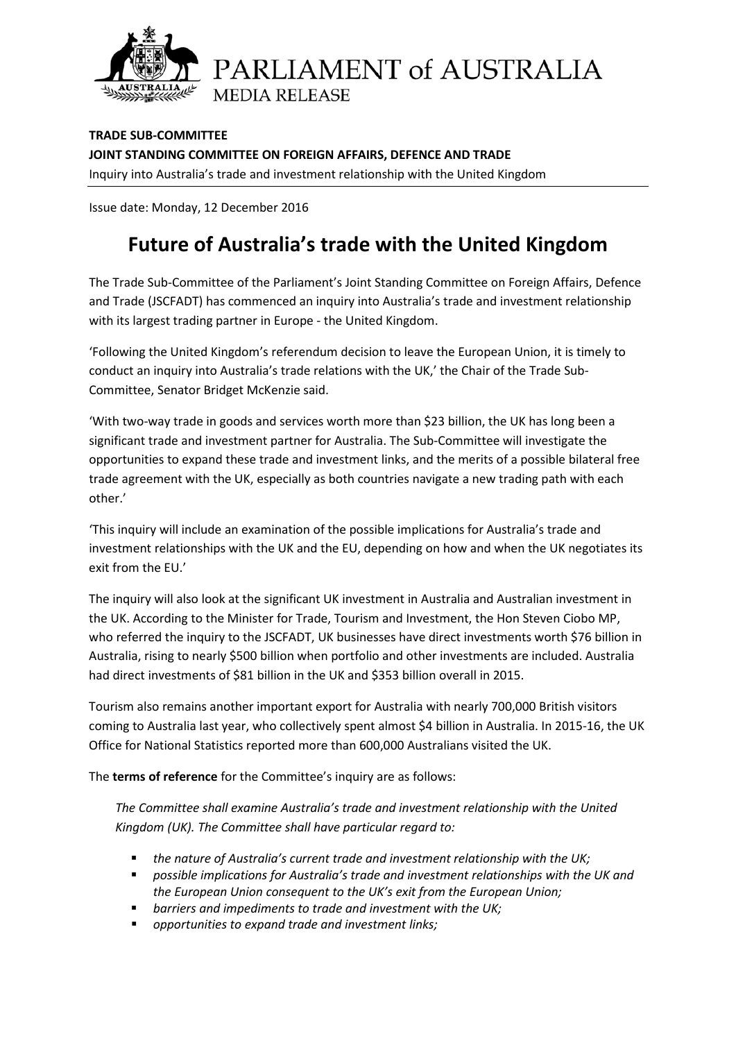PARLIAMENT of AUSTRALIA
MEDIA RELEASE

**TRADE SUB-COMMITTEE**
**JOINT STANDING COMMITTEE ON FOREIGN AFFAIRS, DEFENCE AND TRADE**
Inquiry into Australia's trade and investment relationship with the United Kingdom

Issue date: Monday, 12 December 2016

# Future of Australia's trade with the United Kingdom

The Trade Sub-Committee of the Parliament's Joint Standing Committee on Foreign Affairs, Defence and Trade (JSCFADT) has commenced an inquiry into Australia's trade and investment relationship with its largest trading partner in Europe - the United Kingdom.

'Following the United Kingdom's referendum decision to leave the European Union, it is timely to conduct an inquiry into Australia's trade relations with the UK,' the Chair of the Trade Sub-Committee, Senator Bridget McKenzie said.

'With two-way trade in goods and services worth more than $23 billion, the UK has long been a significant trade and investment partner for Australia. The Sub-Committee will investigate the opportunities to expand these trade and investment links, and the merits of a possible bilateral free trade agreement with the UK, especially as both countries navigate a new trading path with each other.'

'This inquiry will include an examination of the possible implications for Australia's trade and investment relationships with the UK and the EU, depending on how and when the UK negotiates its exit from the EU.'

The inquiry will also look at the significant UK investment in Australia and Australian investment in the UK. According to the Minister for Trade, Tourism and Investment, the Hon Steven Ciobo MP, who referred the inquiry to the JSCFADT, UK businesses have direct investments worth $76 billion in Australia, rising to nearly $500 billion when portfolio and other investments are included. Australia had direct investments of $81 billion in the UK and $353 billion overall in 2015.

Tourism also remains another important export for Australia with nearly 700,000 British visitors coming to Australia last year, who collectively spent almost $4 billion in Australia. In 2015-16, the UK Office for National Statistics reported more than 600,000 Australians visited the UK.

The **terms of reference** for the Committee's inquiry are as follows:

*The Committee shall examine Australia's trade and investment relationship with the United Kingdom (UK). The Committee shall have particular regard to:*

- *the nature of Australia's current trade and investment relationship with the UK;*
- *possible implications for Australia's trade and investment relationships with the UK and the European Union consequent to the UK's exit from the European Union;*
- *barriers and impediments to trade and investment with the UK;*
- *opportunities to expand trade and investment links;*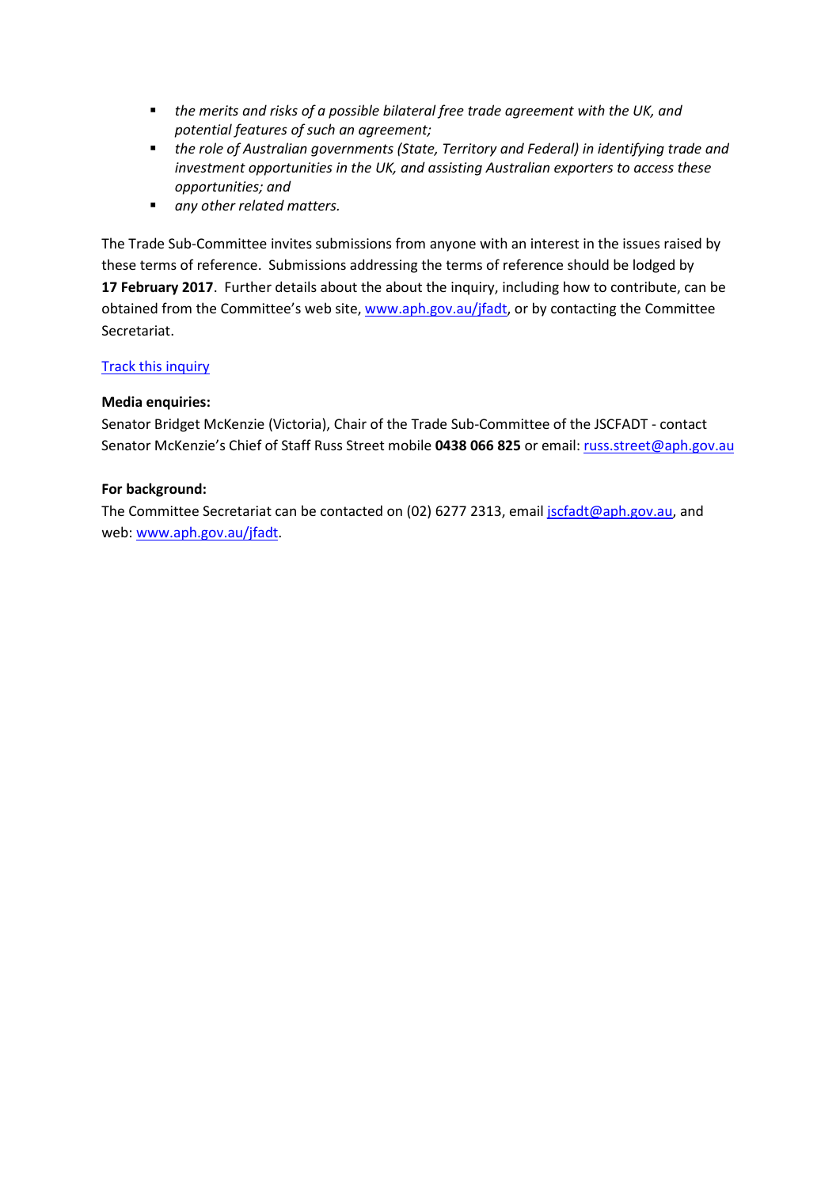- *the merits and risks of a possible bilateral free trade agreement with the UK, and potential features of such an agreement;*
- *the role of Australian governments (State, Territory and Federal) in identifying trade and investment opportunities in the UK, and assisting Australian exporters to access these opportunities; and*
- *any other related matters.*

The Trade Sub-Committee invites submissions from anyone with an interest in the issues raised by these terms of reference. Submissions addressing the terms of reference should be lodged by **17 February 2017**. Further details about the about the inquiry, including how to contribute, can be obtained from the Committee's web site, www.aph.gov.au/jfadt, or by contacting the Committee Secretariat.

Track this inquiry

**Media enquiries:**
Senator Bridget McKenzie (Victoria), Chair of the Trade Sub-Committee of the JSCFADT - contact Senator McKenzie's Chief of Staff Russ Street mobile **0438 066 825** or email: russ.street@aph.gov.au

**For background:**
The Committee Secretariat can be contacted on (02) 6277 2313, email jscfadt@aph.gov.au, and web: www.aph.gov.au/jfadt.